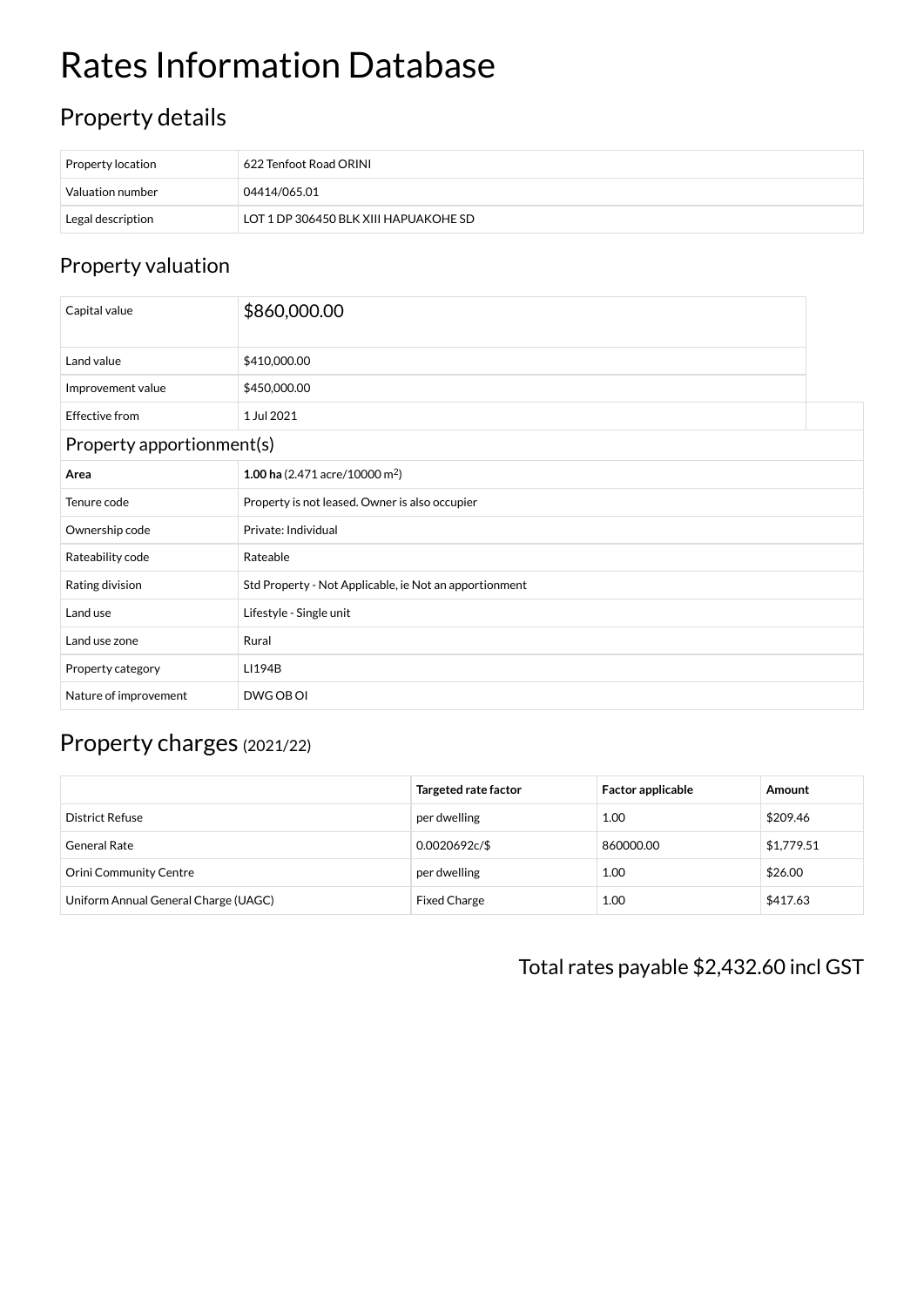# Rates Information Database

## Property details

| Property location | 622 Tenfoot Road ORINI |
|---|---|
| Valuation number | 04414/065.01 |
| Legal description | LOT 1 DP 306450 BLK XIII HAPUAKOHE SD |

## Property valuation

| Capital value | $860,000.00 |
|---|---|
| Land value | $410,000.00 |
| Improvement value | $450,000.00 |
| Effective from | 1 Jul 2021 |

### Property apportionment(s)

| **Area** | **1.00 ha** (2.471 acre/10000 m$^2$) |
|---|---|
| Tenure code | Property is not leased. Owner is also occupier |
| Ownership code | Private: Individual |
| Rateability code | Rateable |
| Rating division | Std Property - Not Applicable, ie Not an apportionment |
| Land use | Lifestyle - Single unit |
| Land use zone | Rural |
| Property category | LI194B |
| Nature of improvement | DWG OB OI |

## Property charges (2021/22)

| | **Targeted rate factor** | **Factor applicable** | **Amount** |
|---|---|---|---|
| District Refuse | per dwelling | 1.00 | $209.46 |
| General Rate | 0.0020692c/$ | 860000.00 | $1,779.51 |
| Orini Community Centre | per dwelling | 1.00 | $26.00 |
| Uniform Annual General Charge (UAGC) | Fixed Charge | 1.00 | $417.63 |

Total rates payable $2,432.60 incl GST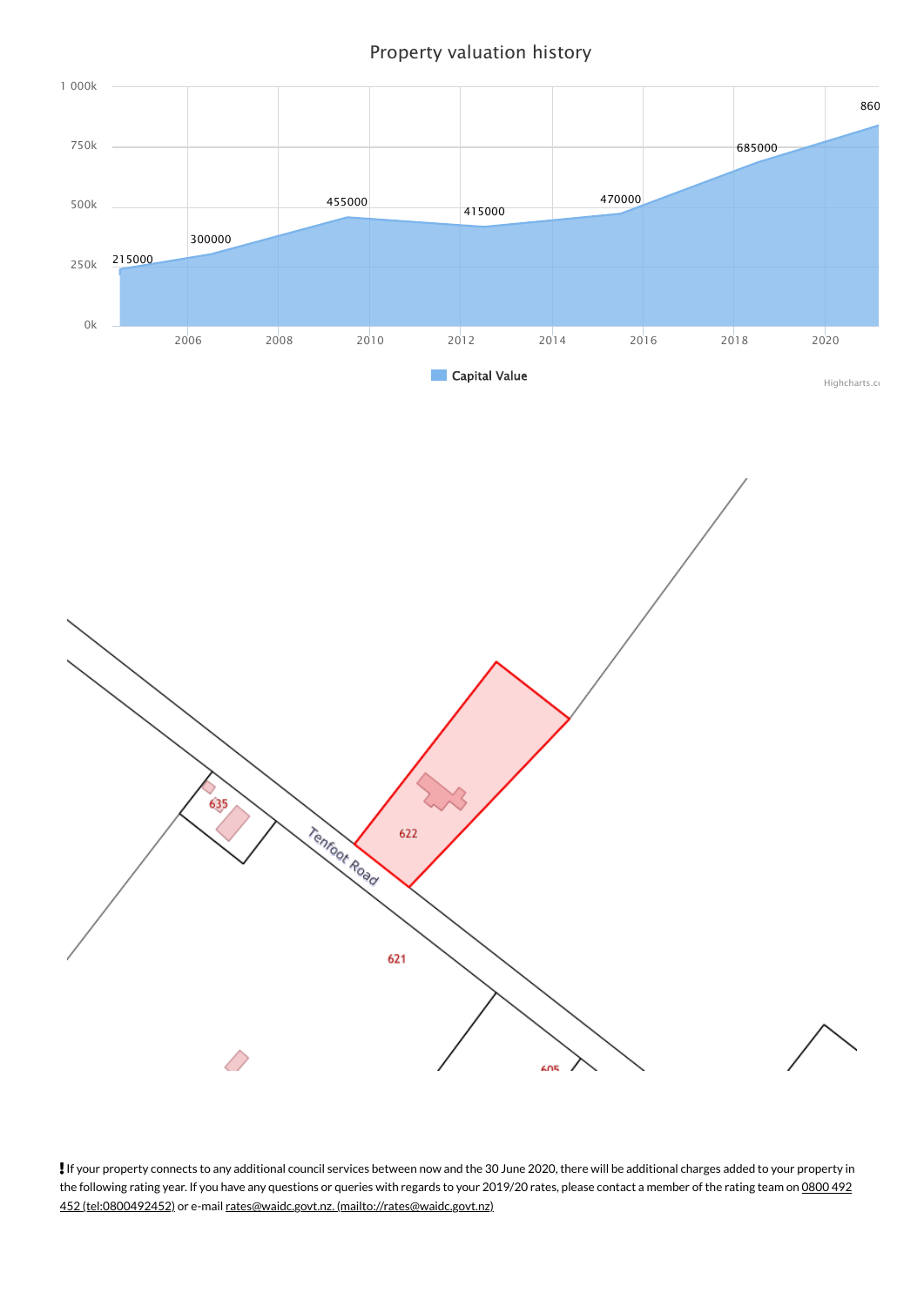Property valuation history

1 000k
750k
500k
250k
0k

2006 2008 2010 2012 2014 2016 2018 2020

215000
300000
455000
415000
470000
685000
860

Capital Value

Highcharts.c

635
622
Tenfoot Road
621
605

**!** If your property connects to any additional council services between now and the 30 June 2020, there will be additional charges added to your property in the following rating year. If you have any questions or queries with regards to your 2019/20 rates, please contact a member of the rating team on 0800 492 452 (tel:0800492452) or e-mail rates@waidc.govt.nz. (mailto://rates@waidc.govt.nz)